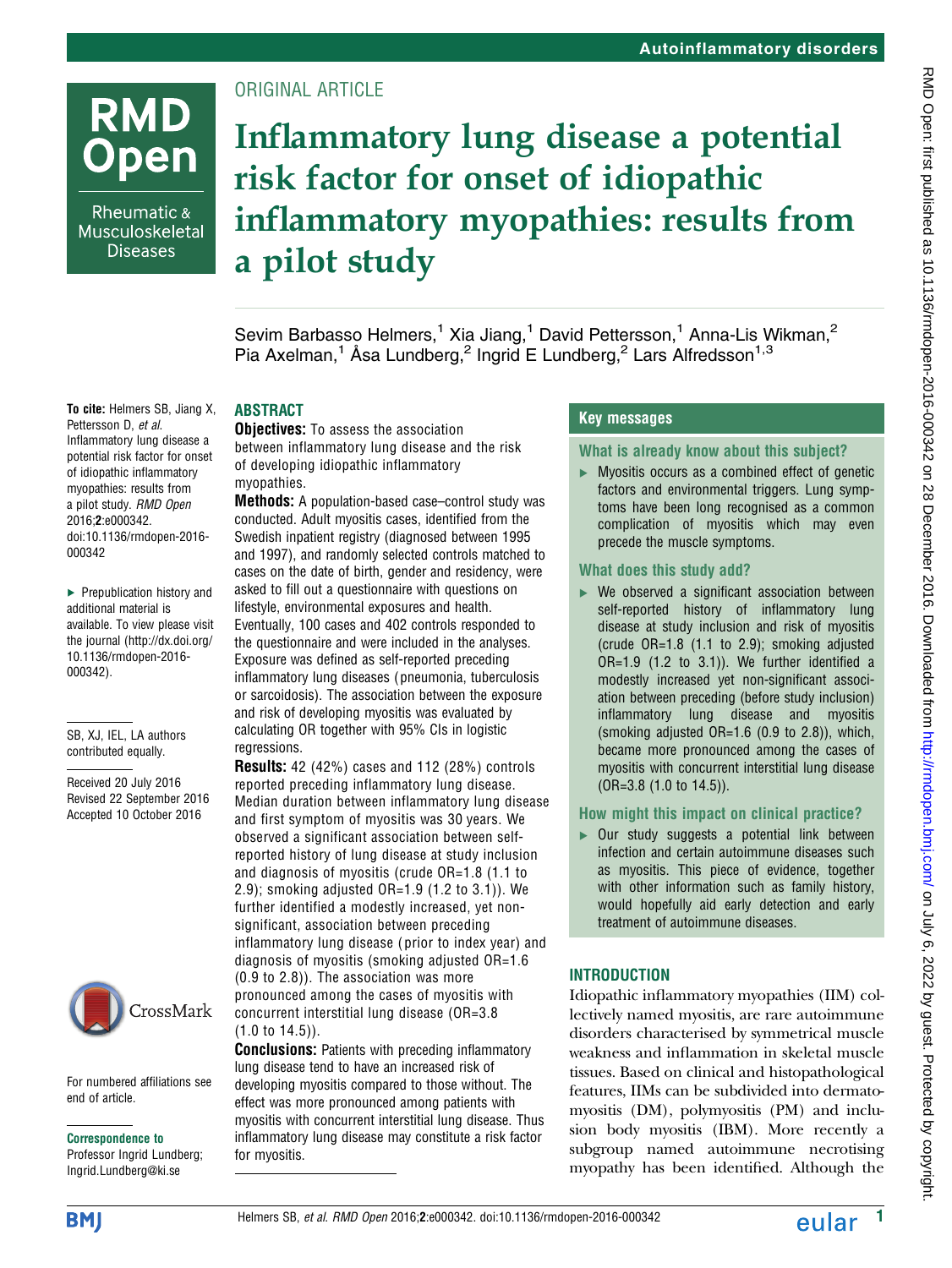ORIGINAL ARTICLE

# Inflammatory lung disease a potential risk factor for onset of idiopathic inflammatory myopathies: results from a pilot study

Sevim Barbasso Helmers,[1] Xia Jiang,[1] David Pettersson,[1] Anna-Lis Wikman,[2] Pia Axelman,[1] Åsa Lundberg,[2] Ingrid E Lundberg,[2] Lars Alfredsson[1,3]

**To cite:** Helmers SB, Jiang X, Pettersson D, *et al*. Inflammatory lung disease a potential risk factor for onset of idiopathic inflammatory myopathies: results from a pilot study. *RMD Open* 2016;**2**:e000342. doi:10.1136/rmdopen-2016-000342

▸ Prepublication history and additional material is available. To view please visit the journal (http://dx.doi.org/10.1136/rmdopen-2016-000342).

SB, XJ, IEL, LA authors contributed equally.

Received 20 July 2016
Revised 22 September 2016
Accepted 10 October 2016

For numbered affiliations see end of article.

**Correspondence to**
Professor Ingrid Lundberg; Ingrid.Lundberg@ki.se

## ABSTRACT

**Objectives:** To assess the association between inflammatory lung disease and the risk of developing idiopathic inflammatory myopathies.

**Methods:** A population-based case–control study was conducted. Adult myositis cases, identified from the Swedish inpatient registry (diagnosed between 1995 and 1997), and randomly selected controls matched to cases on the date of birth, gender and residency, were asked to fill out a questionnaire with questions on lifestyle, environmental exposures and health. Eventually, 100 cases and 402 controls responded to the questionnaire and were included in the analyses. Exposure was defined as self-reported preceding inflammatory lung diseases (pneumonia, tuberculosis or sarcoidosis). The association between the exposure and risk of developing myositis was evaluated by calculating OR together with 95% CIs in logistic regressions.

**Results:** 42 (42%) cases and 112 (28%) controls reported preceding inflammatory lung disease. Median duration between inflammatory lung disease and first symptom of myositis was 30 years. We observed a significant association between self-reported history of lung disease at study inclusion and diagnosis of myositis (crude OR=1.8 (1.1 to 2.9); smoking adjusted OR=1.9 (1.2 to 3.1)). We further identified a modestly increased, yet non-significant, association between preceding inflammatory lung disease (prior to index year) and diagnosis of myositis (smoking adjusted OR=1.6 (0.9 to 2.8)). The association was more pronounced among the cases of myositis with concurrent interstitial lung disease (OR=3.8 (1.0 to 14.5)).

**Conclusions:** Patients with preceding inflammatory lung disease tend to have an increased risk of developing myositis compared to those without. The effect was more pronounced among patients with myositis with concurrent interstitial lung disease. Thus inflammatory lung disease may constitute a risk factor for myositis.

## Key messages

### What is already know about this subject?

▸ Myositis occurs as a combined effect of genetic factors and environmental triggers. Lung symptoms have been long recognised as a common complication of myositis which may even precede the muscle symptoms.

### What does this study add?

▸ We observed a significant association between self-reported history of inflammatory lung disease at study inclusion and risk of myositis (crude OR=1.8 (1.1 to 2.9); smoking adjusted OR=1.9 (1.2 to 3.1)). We further identified a modestly increased yet non-significant association between preceding (before study inclusion) inflammatory lung disease and myositis (smoking adjusted OR=1.6 (0.9 to 2.8)), which, became more pronounced among the cases of myositis with concurrent interstitial lung disease (OR=3.8 (1.0 to 14.5)).

### How might this impact on clinical practice?

▸ Our study suggests a potential link between infection and certain autoimmune diseases such as myositis. This piece of evidence, together with other information such as family history, would hopefully aid early detection and early treatment of autoimmune diseases.

## INTRODUCTION

Idiopathic inflammatory myopathies (IIM) collectively named myositis, are rare autoimmune disorders characterised by symmetrical muscle weakness and inflammation in skeletal muscle tissues. Based on clinical and histopathological features, IIMs can be subdivided into dermatomyositis (DM), polymyositis (PM) and inclusion body myositis (IBM). More recently a subgroup named autoimmune necrotising myopathy has been identified. Although the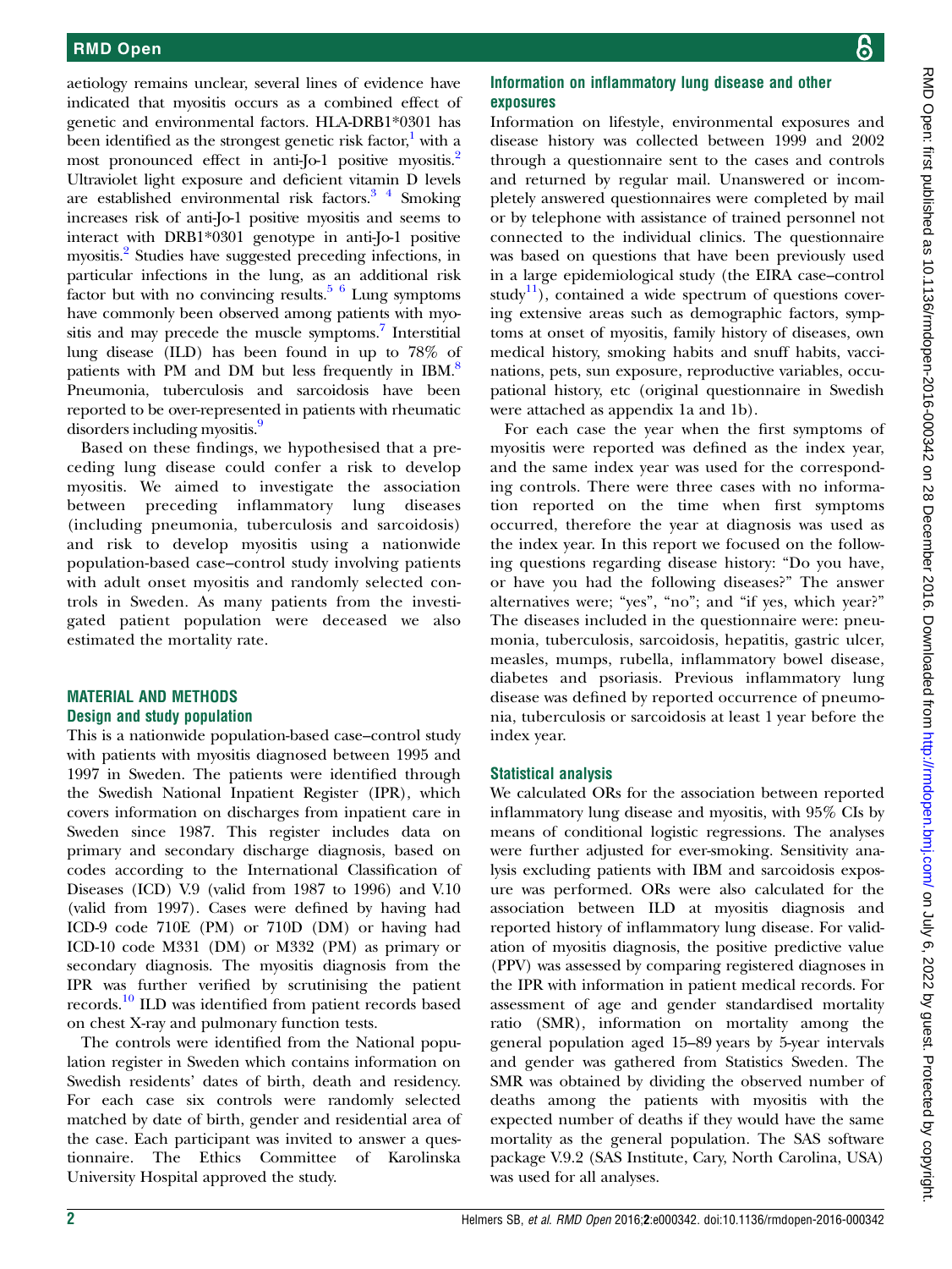aetiology remains unclear, several lines of evidence have indicated that myositis occurs as a combined effect of genetic and environmental factors. HLA-DRB1*0301 has been identified as the strongest genetic risk factor,[1] with a most pronounced effect in anti-Jo-1 positive myositis.[2] Ultraviolet light exposure and deficient vitamin D levels are established environmental risk factors.[3 4] Smoking increases risk of anti-Jo-1 positive myositis and seems to interact with DRB1*0301 genotype in anti-Jo-1 positive myositis.[2] Studies have suggested preceding infections, in particular infections in the lung, as an additional risk factor but with no convincing results.[5 6] Lung symptoms have commonly been observed among patients with myositis and may precede the muscle symptoms.[7] Interstitial lung disease (ILD) has been found in up to 78% of patients with PM and DM but less frequently in IBM.[8] Pneumonia, tuberculosis and sarcoidosis have been reported to be over-represented in patients with rheumatic disorders including myositis.[9]

Based on these findings, we hypothesised that a preceding lung disease could confer a risk to develop myositis. We aimed to investigate the association between preceding inflammatory lung diseases (including pneumonia, tuberculosis and sarcoidosis) and risk to develop myositis using a nationwide population-based case–control study involving patients with adult onset myositis and randomly selected controls in Sweden. As many patients from the investigated patient population were deceased we also estimated the mortality rate.

## MATERIAL AND METHODS

### Design and study population

This is a nationwide population-based case–control study with patients with myositis diagnosed between 1995 and 1997 in Sweden. The patients were identified through the Swedish National Inpatient Register (IPR), which covers information on discharges from inpatient care in Sweden since 1987. This register includes data on primary and secondary discharge diagnosis, based on codes according to the International Classification of Diseases (ICD) V.9 (valid from 1987 to 1996) and V.10 (valid from 1997). Cases were defined by having had ICD-9 code 710E (PM) or 710D (DM) or having had ICD-10 code M331 (DM) or M332 (PM) as primary or secondary diagnosis. The myositis diagnosis from the IPR was further verified by scrutinising the patient records.[10] ILD was identified from patient records based on chest X-ray and pulmonary function tests.

The controls were identified from the National population register in Sweden which contains information on Swedish residents' dates of birth, death and residency. For each case six controls were randomly selected matched by date of birth, gender and residential area of the case. Each participant was invited to answer a questionnaire. The Ethics Committee of Karolinska University Hospital approved the study.

### Information on inflammatory lung disease and other exposures

Information on lifestyle, environmental exposures and disease history was collected between 1999 and 2002 through a questionnaire sent to the cases and controls and returned by regular mail. Unanswered or incompletely answered questionnaires were completed by mail or by telephone with assistance of trained personnel not connected to the individual clinics. The questionnaire was based on questions that have been previously used in a large epidemiological study (the EIRA case–control study[11]), contained a wide spectrum of questions covering extensive areas such as demographic factors, symptoms at onset of myositis, family history of diseases, own medical history, smoking habits and snuff habits, vaccinations, pets, sun exposure, reproductive variables, occupational history, etc (original questionnaire in Swedish were attached as appendix 1a and 1b).

For each case the year when the first symptoms of myositis were reported was defined as the index year, and the same index year was used for the corresponding controls. There were three cases with no information reported on the time when first symptoms occurred, therefore the year at diagnosis was used as the index year. In this report we focused on the following questions regarding disease history: "Do you have, or have you had the following diseases?" The answer alternatives were; "yes", "no"; and "if yes, which year?" The diseases included in the questionnaire were: pneumonia, tuberculosis, sarcoidosis, hepatitis, gastric ulcer, measles, mumps, rubella, inflammatory bowel disease, diabetes and psoriasis. Previous inflammatory lung disease was defined by reported occurrence of pneumonia, tuberculosis or sarcoidosis at least 1 year before the index year.

### Statistical analysis

We calculated ORs for the association between reported inflammatory lung disease and myositis, with 95% CIs by means of conditional logistic regressions. The analyses were further adjusted for ever-smoking. Sensitivity analysis excluding patients with IBM and sarcoidosis exposure was performed. ORs were also calculated for the association between ILD at myositis diagnosis and reported history of inflammatory lung disease. For validation of myositis diagnosis, the positive predictive value (PPV) was assessed by comparing registered diagnoses in the IPR with information in patient medical records. For assessment of age and gender standardised mortality ratio (SMR), information on mortality among the general population aged 15–89 years by 5-year intervals and gender was gathered from Statistics Sweden. The SMR was obtained by dividing the observed number of deaths among the patients with myositis with the expected number of deaths if they would have the same mortality as the general population. The SAS software package V.9.2 (SAS Institute, Cary, North Carolina, USA) was used for all analyses.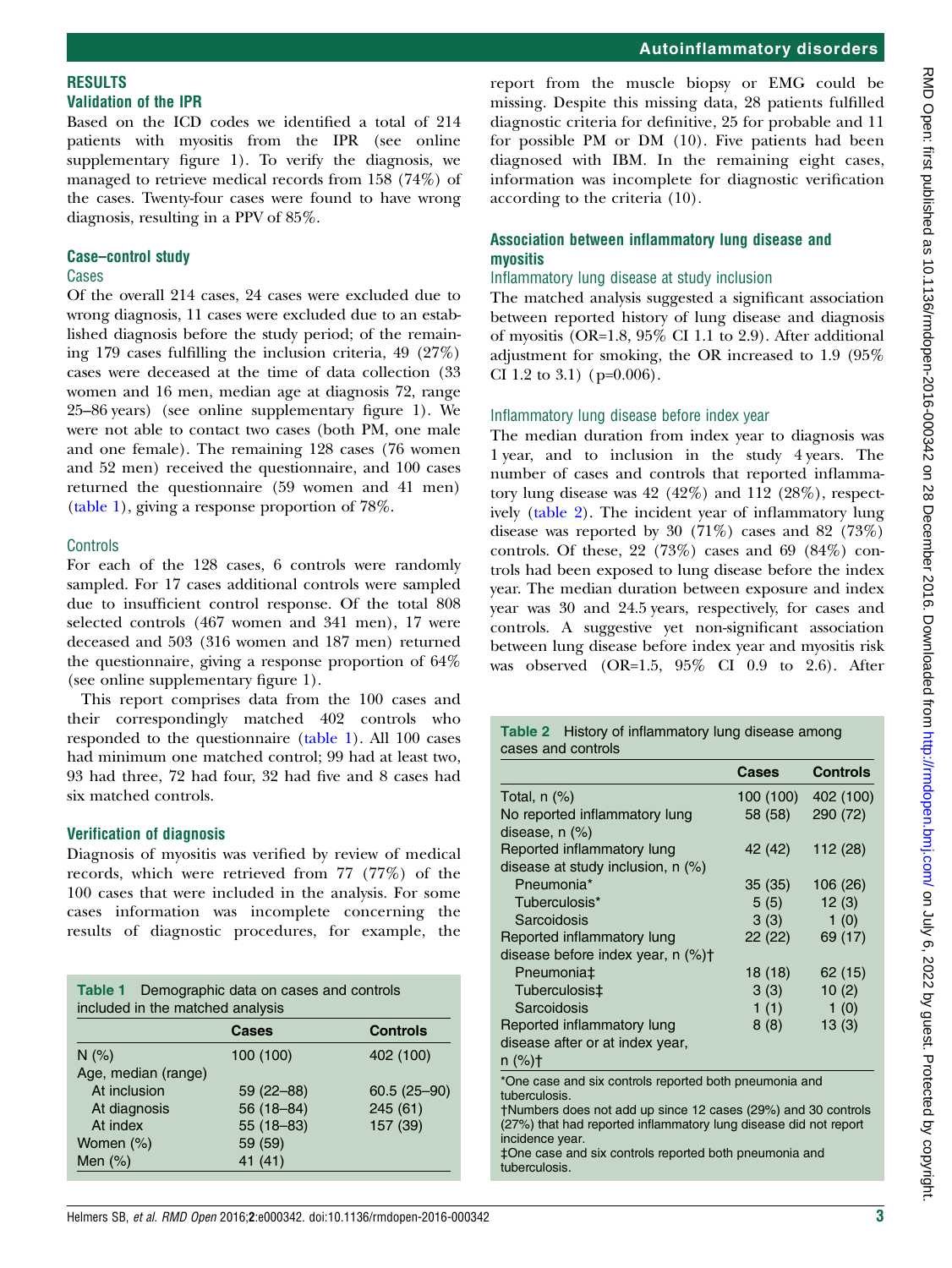## RESULTS

### Validation of the IPR

Based on the ICD codes we identified a total of 214 patients with myositis from the IPR (see online supplementary figure 1). To verify the diagnosis, we managed to retrieve medical records from 158 (74%) of the cases. Twenty-four cases were found to have wrong diagnosis, resulting in a PPV of 85%.

### Case–control study

#### Cases

Of the overall 214 cases, 24 cases were excluded due to wrong diagnosis, 11 cases were excluded due to an established diagnosis before the study period; of the remaining 179 cases fulfilling the inclusion criteria, 49 (27%) cases were deceased at the time of data collection (33 women and 16 men, median age at diagnosis 72, range 25–86 years) (see online supplementary figure 1). We were not able to contact two cases (both PM, one male and one female). The remaining 128 cases (76 women and 52 men) received the questionnaire, and 100 cases returned the questionnaire (59 women and 41 men) (table 1), giving a response proportion of 78%.

#### Controls

For each of the 128 cases, 6 controls were randomly sampled. For 17 cases additional controls were sampled due to insufficient control response. Of the total 808 selected controls (467 women and 341 men), 17 were deceased and 503 (316 women and 187 men) returned the questionnaire, giving a response proportion of 64% (see online supplementary figure 1).

This report comprises data from the 100 cases and their correspondingly matched 402 controls who responded to the questionnaire (table 1). All 100 cases had minimum one matched control; 99 had at least two, 93 had three, 72 had four, 32 had five and 8 cases had six matched controls.

### Verification of diagnosis

Diagnosis of myositis was verified by review of medical records, which were retrieved from 77 (77%) of the 100 cases that were included in the analysis. For some cases information was incomplete concerning the results of diagnostic procedures, for example, the report from the muscle biopsy or EMG could be missing. Despite this missing data, 28 patients fulfilled diagnostic criteria for definitive, 25 for probable and 11 for possible PM or DM (10). Five patients had been diagnosed with IBM. In the remaining eight cases, information was incomplete for diagnostic verification according to the criteria (10).

**Table 1** Demographic data on cases and controls included in the matched analysis

| | Cases | Controls |
|---|---|---|
| N (%) | 100 (100) | 402 (100) |
| Age, median (range) | | |
| At inclusion | 59 (22–88) | 60.5 (25–90) |
| At diagnosis | 56 (18–84) | 245 (61) |
| At index | 55 (18–83) | 157 (39) |
| Women (%) | 59 (59) | |
| Men (%) | 41 (41) | |

### Association between inflammatory lung disease and myositis

#### Inflammatory lung disease at study inclusion

The matched analysis suggested a significant association between reported history of lung disease and diagnosis of myositis (OR=1.8, 95% CI 1.1 to 2.9). After additional adjustment for smoking, the OR increased to 1.9 (95% CI 1.2 to 3.1) (p=0.006).

#### Inflammatory lung disease before index year

The median duration from index year to diagnosis was 1 year, and to inclusion in the study 4 years. The number of cases and controls that reported inflammatory lung disease was 42 (42%) and 112 (28%), respectively (table 2). The incident year of inflammatory lung disease was reported by 30 (71%) cases and 82 (73%) controls. Of these, 22 (73%) cases and 69 (84%) controls had been exposed to lung disease before the index year. The median duration between exposure and index year was 30 and 24.5 years, respectively, for cases and controls. A suggestive yet non-significant association between lung disease before index year and myositis risk was observed (OR=1.5, 95% CI 0.9 to 2.6). After

**Table 2** History of inflammatory lung disease among cases and controls

| | Cases | Controls |
|---|---|---|
| Total, n (%) | 100 (100) | 402 (100) |
| No reported inflammatory lung disease, n (%) | 58 (58) | 290 (72) |
| Reported inflammatory lung disease at study inclusion, n (%) | 42 (42) | 112 (28) |
| Pneumonia* | 35 (35) | 106 (26) |
| Tuberculosis* | 5 (5) | 12 (3) |
| Sarcoidosis | 3 (3) | 1 (0) |
| Reported inflammatory lung disease before index year, n (%)† | 22 (22) | 69 (17) |
| Pneumonia‡ | 18 (18) | 62 (15) |
| Tuberculosis‡ | 3 (3) | 10 (2) |
| Sarcoidosis | 1 (1) | 1 (0) |
| Reported inflammatory lung disease after or at index year, n (%)† | 8 (8) | 13 (3) |

*One case and six controls reported both pneumonia and tuberculosis.
†Numbers does not add up since 12 cases (29%) and 30 controls (27%) that had reported inflammatory lung disease did not report incidence year.
‡One case and six controls reported both pneumonia and tuberculosis.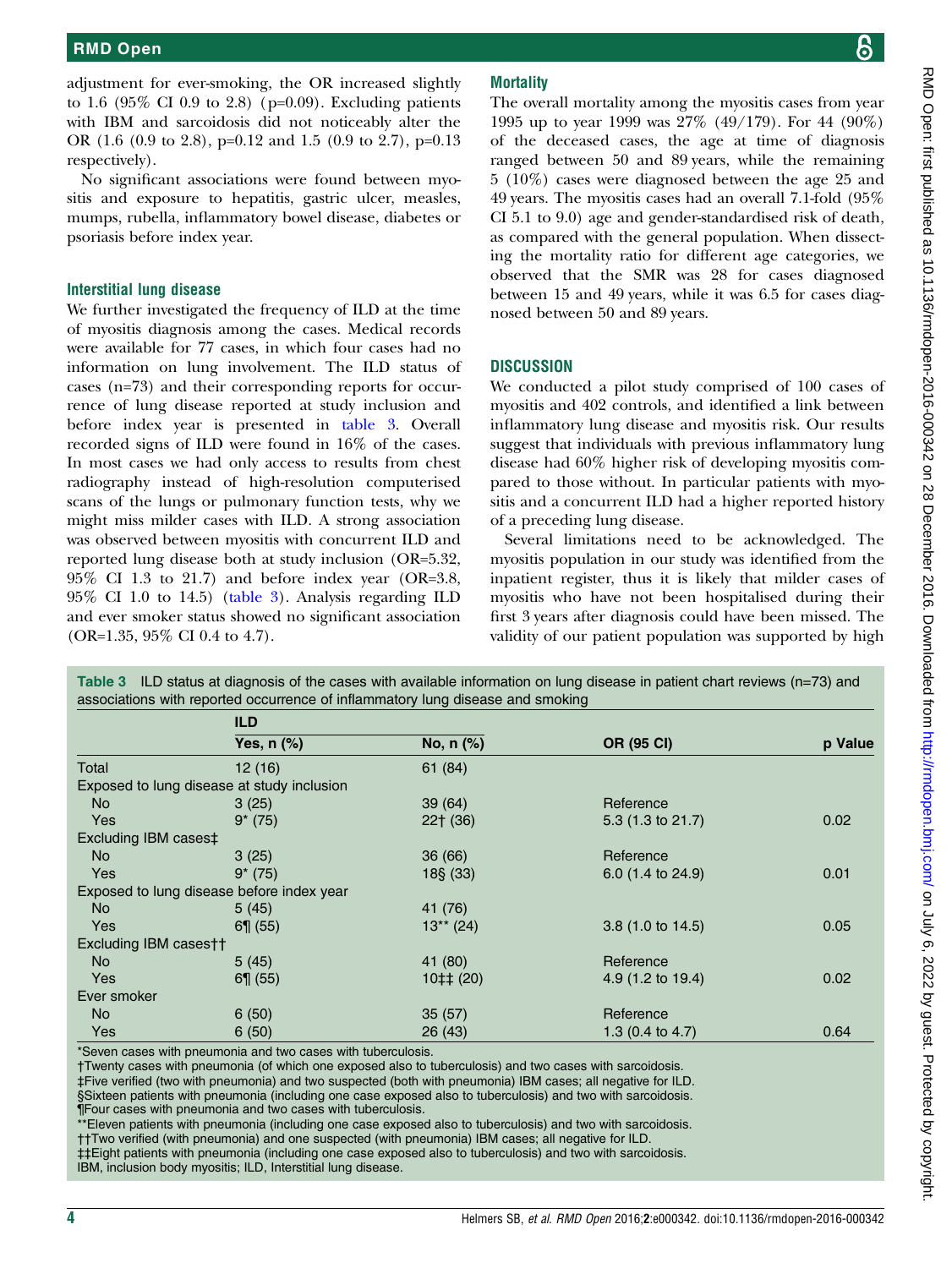adjustment for ever-smoking, the OR increased slightly to 1.6 (95% CI 0.9 to 2.8) (p=0.09). Excluding patients with IBM and sarcoidosis did not noticeably alter the OR (1.6 (0.9 to 2.8), p=0.12 and 1.5 (0.9 to 2.7), p=0.13 respectively).

No significant associations were found between myositis and exposure to hepatitis, gastric ulcer, measles, mumps, rubella, inflammatory bowel disease, diabetes or psoriasis before index year.

### Interstitial lung disease

We further investigated the frequency of ILD at the time of myositis diagnosis among the cases. Medical records were available for 77 cases, in which four cases had no information on lung involvement. The ILD status of cases (n=73) and their corresponding reports for occurrence of lung disease reported at study inclusion and before index year is presented in table 3. Overall recorded signs of ILD were found in 16% of the cases. In most cases we had only access to results from chest radiography instead of high-resolution computerised scans of the lungs or pulmonary function tests, why we might miss milder cases with ILD. A strong association was observed between myositis with concurrent ILD and reported lung disease both at study inclusion (OR=5.32, 95% CI 1.3 to 21.7) and before index year (OR=3.8, 95% CI 1.0 to 14.5) (table 3). Analysis regarding ILD and ever smoker status showed no significant association (OR=1.35, 95% CI 0.4 to 4.7).

### Mortality

The overall mortality among the myositis cases from year 1995 up to year 1999 was 27% (49/179). For 44 (90%) of the deceased cases, the age at time of diagnosis ranged between 50 and 89 years, while the remaining 5 (10%) cases were diagnosed between the age 25 and 49 years. The myositis cases had an overall 7.1-fold (95% CI 5.1 to 9.0) age and gender-standardised risk of death, as compared with the general population. When dissecting the mortality ratio for different age categories, we observed that the SMR was 28 for cases diagnosed between 15 and 49 years, while it was 6.5 for cases diagnosed between 50 and 89 years.

## DISCUSSION

We conducted a pilot study comprised of 100 cases of myositis and 402 controls, and identified a link between inflammatory lung disease and myositis risk. Our results suggest that individuals with previous inflammatory lung disease had 60% higher risk of developing myositis compared to those without. In particular patients with myositis and a concurrent ILD had a higher reported history of a preceding lung disease.

Several limitations need to be acknowledged. The myositis population in our study was identified from the inpatient register, thus it is likely that milder cases of myositis who have not been hospitalised during their first 3 years after diagnosis could have been missed. The validity of our patient population was supported by high

**Table 3** ILD status at diagnosis of the cases with available information on lung disease in patient chart reviews (n=73) and associations with reported occurrence of inflammatory lung disease and smoking

| | ILD | | | |
|---|---|---|---|---|
| | Yes, n (%) | No, n (%) | OR (95 CI) | p Value |
| Total | 12 (16) | 61 (84) | | |
| Exposed to lung disease at study inclusion | | | | |
| No | 3 (25) | 39 (64) | Reference | |
| Yes | 9* (75) | 22† (36) | 5.3 (1.3 to 21.7) | 0.02 |
| Excluding IBM cases‡ | | | | |
| No | 3 (25) | 36 (66) | Reference | |
| Yes | 9* (75) | 18§ (33) | 6.0 (1.4 to 24.9) | 0.01 |
| Exposed to lung disease before index year | | | | |
| No | 5 (45) | 41 (76) | | |
| Yes | 6¶ (55) | 13** (24) | 3.8 (1.0 to 14.5) | 0.05 |
| Excluding IBM cases†† | | | | |
| No | 5 (45) | 41 (80) | Reference | |
| Yes | 6¶ (55) | 10‡‡ (20) | 4.9 (1.2 to 19.4) | 0.02 |
| Ever smoker | | | | |
| No | 6 (50) | 35 (57) | Reference | |
| Yes | 6 (50) | 26 (43) | 1.3 (0.4 to 4.7) | 0.64 |

*Seven cases with pneumonia and two cases with tuberculosis.
†Twenty cases with pneumonia (of which one exposed also to tuberculosis) and two cases with sarcoidosis.
‡Five verified (two with pneumonia) and two suspected (both with pneumonia) IBM cases; all negative for ILD.
§Sixteen patients with pneumonia (including one case exposed also to tuberculosis) and two with sarcoidosis.
¶Four cases with pneumonia and two cases with tuberculosis.
**Eleven patients with pneumonia (including one case exposed also to tuberculosis) and two with sarcoidosis.
††Two verified (with pneumonia) and one suspected (with pneumonia) IBM cases; all negative for ILD.
‡‡Eight patients with pneumonia (including one case exposed also to tuberculosis) and two with sarcoidosis.
IBM, inclusion body myositis; ILD, Interstitial lung disease.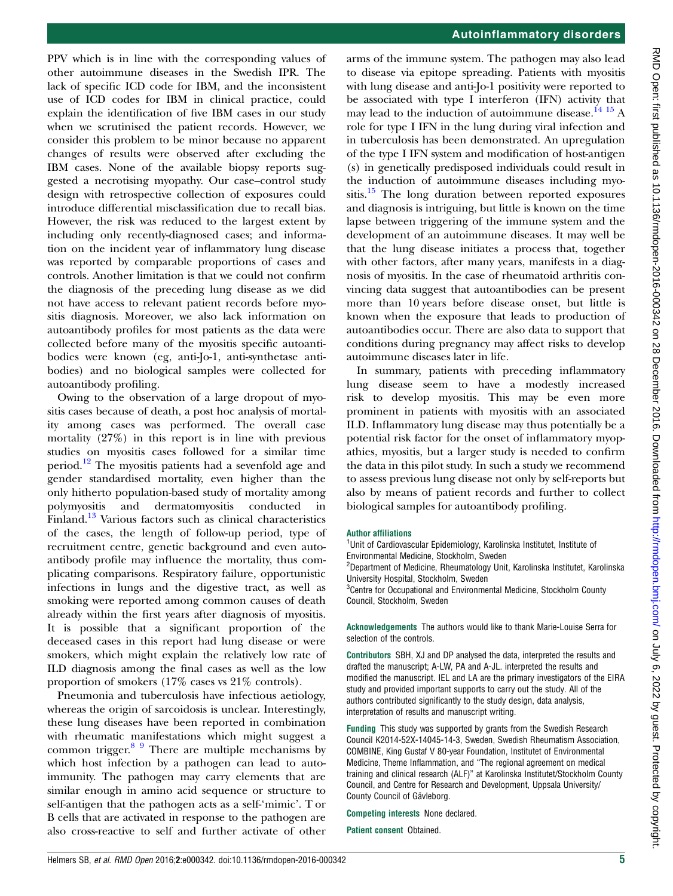PPV which is in line with the corresponding values of other autoimmune diseases in the Swedish IPR. The lack of specific ICD code for IBM, and the inconsistent use of ICD codes for IBM in clinical practice, could explain the identification of five IBM cases in our study when we scrutinised the patient records. However, we consider this problem to be minor because no apparent changes of results were observed after excluding the IBM cases. None of the available biopsy reports suggested a necrotising myopathy. Our case–control study design with retrospective collection of exposures could introduce differential misclassification due to recall bias. However, the risk was reduced to the largest extent by including only recently-diagnosed cases; and information on the incident year of inflammatory lung disease was reported by comparable proportions of cases and controls. Another limitation is that we could not confirm the diagnosis of the preceding lung disease as we did not have access to relevant patient records before myositis diagnosis. Moreover, we also lack information on autoantibody profiles for most patients as the data were collected before many of the myositis specific autoantibodies were known (eg, anti-Jo-1, anti-synthetase antibodies) and no biological samples were collected for autoantibody profiling.

Owing to the observation of a large dropout of myositis cases because of death, a post hoc analysis of mortality among cases was performed. The overall case mortality (27%) in this report is in line with previous studies on myositis cases followed for a similar time period.[12] The myositis patients had a sevenfold age and gender standardised mortality, even higher than the only hitherto population-based study of mortality among polymyositis and dermatomyositis conducted in Finland.[13] Various factors such as clinical characteristics of the cases, the length of follow-up period, type of recruitment centre, genetic background and even autoantibody profile may influence the mortality, thus complicating comparisons. Respiratory failure, opportunistic infections in lungs and the digestive tract, as well as smoking were reported among common causes of death already within the first years after diagnosis of myositis. It is possible that a significant proportion of the deceased cases in this report had lung disease or were smokers, which might explain the relatively low rate of ILD diagnosis among the final cases as well as the low proportion of smokers (17% cases vs 21% controls).

Pneumonia and tuberculosis have infectious aetiology, whereas the origin of sarcoidosis is unclear. Interestingly, these lung diseases have been reported in combination with rheumatic manifestations which might suggest a common trigger.[8 9] There are multiple mechanisms by which host infection by a pathogen can lead to autoimmunity. The pathogen may carry elements that are similar enough in amino acid sequence or structure to self-antigen that the pathogen acts as a self-'mimic'. T or B cells that are activated in response to the pathogen are also cross-reactive to self and further activate of other arms of the immune system. The pathogen may also lead to disease via epitope spreading. Patients with myositis with lung disease and anti-Jo-1 positivity were reported to be associated with type I interferon (IFN) activity that may lead to the induction of autoimmune disease.[14 15] A role for type I IFN in the lung during viral infection and in tuberculosis has been demonstrated. An upregulation of the type I IFN system and modification of host-antigen (s) in genetically predisposed individuals could result in the induction of autoimmune diseases including myositis.[15] The long duration between reported exposures and diagnosis is intriguing, but little is known on the time lapse between triggering of the immune system and the development of an autoimmune diseases. It may well be that the lung disease initiates a process that, together with other factors, after many years, manifests in a diagnosis of myositis. In the case of rheumatoid arthritis convincing data suggest that autoantibodies can be present more than 10 years before disease onset, but little is known when the exposure that leads to production of autoantibodies occur. There are also data to support that conditions during pregnancy may affect risks to develop autoimmune diseases later in life.

In summary, patients with preceding inflammatory lung disease seem to have a modestly increased risk to develop myositis. This may be even more prominent in patients with myositis with an associated ILD. Inflammatory lung disease may thus potentially be a potential risk factor for the onset of inflammatory myopathies, myositis, but a larger study is needed to confirm the data in this pilot study. In such a study we recommend to assess previous lung disease not only by self-reports but also by means of patient records and further to collect biological samples for autoantibody profiling.

**Author affiliations**
[1]Unit of Cardiovascular Epidemiology, Karolinska Institutet, Institute of Environmental Medicine, Stockholm, Sweden
[2]Department of Medicine, Rheumatology Unit, Karolinska Institutet, Karolinska University Hospital, Stockholm, Sweden
[3]Centre for Occupational and Environmental Medicine, Stockholm County Council, Stockholm, Sweden

**Acknowledgements** The authors would like to thank Marie-Louise Serra for selection of the controls.

**Contributors** SBH, XJ and DP analysed the data, interpreted the results and drafted the manuscript; A-LW, PA and A-JL. interpreted the results and modified the manuscript. IEL and LA are the primary investigators of the EIRA study and provided important supports to carry out the study. All of the authors contributed significantly to the study design, data analysis, interpretation of results and manuscript writing.

**Funding** This study was supported by grants from the Swedish Research Council K2014-52X-14045-14-3, Sweden, Swedish Rheumatism Association, COMBINE, King Gustaf V 80-year Foundation, Institutet of Environmental Medicine, Theme Inflammation, and "The regional agreement on medical training and clinical research (ALF)" at Karolinska Institutet/Stockholm County Council, and Centre for Research and Development, Uppsala University/County Council of Gävleborg.

**Competing interests** None declared.

**Patient consent** Obtained.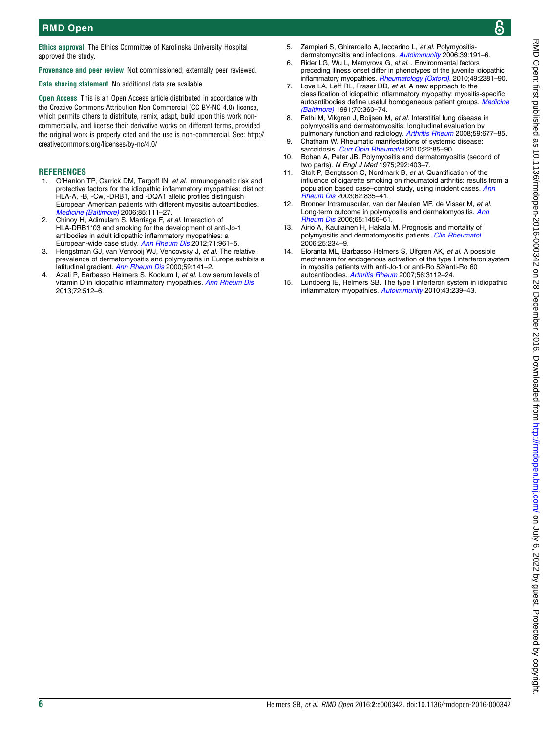**Ethics approval** The Ethics Committee of Karolinska University Hospital approved the study.

**Provenance and peer review** Not commissioned; externally peer reviewed.

**Data sharing statement** No additional data are available.

**Open Access** This is an Open Access article distributed in accordance with the Creative Commons Attribution Non Commercial (CC BY-NC 4.0) license, which permits others to distribute, remix, adapt, build upon this work non-commercially, and license their derivative works on different terms, provided the original work is properly cited and the use is non-commercial. See: http://creativecommons.org/licenses/by-nc/4.0/

## REFERENCES

1. O'Hanlon TP, Carrick DM, Targoff IN, *et al*. Immunogenetic risk and protective factors for the idiopathic inflammatory myopathies: distinct HLA-A, -B, -Cw, -DRB1, and -DQA1 allelic profiles distinguish European American patients with different myositis autoantibodies. *Medicine (Baltimore)* 2006;85:111–27.
2. Chinoy H, Adimulam S, Marriage F, *et al*. Interaction of HLA-DRB1*03 and smoking for the development of anti-Jo-1 antibodies in adult idiopathic inflammatory myopathies: a European-wide case study. *Ann Rheum Dis* 2012;71:961–5.
3. Hengstman GJ, van Venrooij WJ, Vencovsky J, *et al*. The relative prevalence of dermatomyositis and polymyositis in Europe exhibits a latitudinal gradient. *Ann Rheum Dis* 2000;59:141–2.
4. Azali P, Barbasso Helmers S, Kockum I, *et al*. Low serum levels of vitamin D in idiopathic inflammatory myopathies. *Ann Rheum Dis* 2013;72:512–6.
5. Zampieri S, Ghirardello A, Iaccarino L, *et al*. Polymyositis-dermatomyositis and infections. *Autoimmunity* 2006;39:191–6.
6. Rider LG, Wu L, Mamyrova G, *et al*. . Environmental factors preceding illness onset differ in phenotypes of the juvenile idiopathic inflammatory myopathies. *Rheumatology (Oxford).* 2010;49:2381–90.
7. Love LA, Leff RL, Fraser DD, *et al*. A new approach to the classification of idiopathic inflammatory myopathy: myositis-specific autoantibodies define useful homogeneous patient groups. *Medicine (Baltimore)* 1991;70:360–74.
8. Fathi M, Vikgren J, Boijsen M, *et al*. Interstitial lung disease in polymyositis and dermatomyositis: longitudinal evaluation by pulmonary function and radiology. *Arthritis Rheum* 2008;59:677–85.
9. Chatham W. Rheumatic manifestations of systemic disease: sarcoidosis. *Curr Opin Rheumatol* 2010;22:85–90.
10. Bohan A, Peter JB. Polymyositis and dermatomyositis (second of two parts). *N Engl J Med* 1975;292:403–7.
11. Stolt P, Bengtsson C, Nordmark B, *et al*. Quantification of the influence of cigarette smoking on rheumatoid arthritis: results from a population based case–control study, using incident cases. *Ann Rheum Dis* 2003;62:835–41.
12. Bronner Intramuscular, van der Meulen MF, de Visser M, *et al*. Long-term outcome in polymyositis and dermatomyositis. *Ann Rheum Dis* 2006;65:1456–61.
13. Airio A, Kautiainen H, Hakala M. Prognosis and mortality of polymyositis and dermatomyositis patients. *Clin Rheumatol* 2006;25:234–9.
14. Eloranta ML, Barbasso Helmers S, Ulfgren AK, *et al*. A possible mechanism for endogenous activation of the type I interferon system in myositis patients with anti-Jo-1 or anti-Ro 52/anti-Ro 60 autoantibodies. *Arthritis Rheum* 2007;56:3112–24.
15. Lundberg IE, Helmers SB. The type I interferon system in idiopathic inflammatory myopathies. *Autoimmunity* 2010;43:239–43.